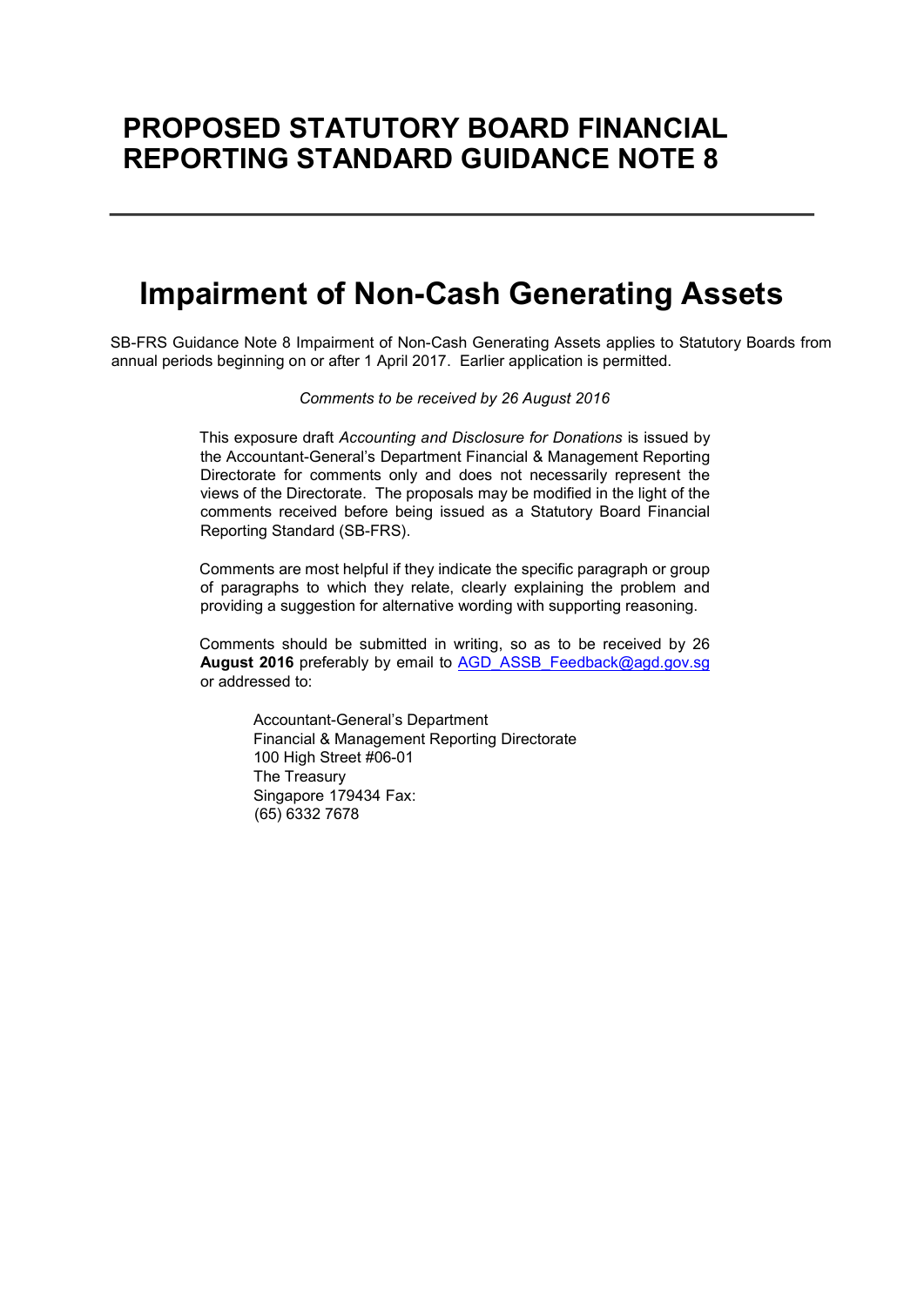# PROPOSED STATUTORY BOARD FINANCIAL REPORTING STANDARD GUIDANCE NOTE 8

---

# Impairment of Non-Cash Generating Assets

SB-FRS Guidance Note 8 Impairment of Non-Cash Generating Assets applies to Statutory Boards from annual periods beginning on or after 1 April 2017. Earlier application is permitted.

*Comments to be received by 26 August 2016*

This exposure draft *Accounting and Disclosure for Donations* is issued by the Accountant-General's Department Financial & Management Reporting Directorate for comments only and does not necessarily represent the views of the Directorate. The proposals may be modified in the light of the comments received before being issued as a Statutory Board Financial Reporting Standard (SB-FRS).

Comments are most helpful if they indicate the specific paragraph or group of paragraphs to which they relate, clearly explaining the problem and providing a suggestion for alternative wording with supporting reasoning.

Comments should be submitted in writing, so as to be received by 26 **August 2016** preferably by email to AGD_ASSB_Feedback@agd.gov.sg or addressed to:

Accountant-General's Department
Financial & Management Reporting Directorate
100 High Street #06-01
The Treasury
Singapore 179434 Fax:
(65) 6332 7678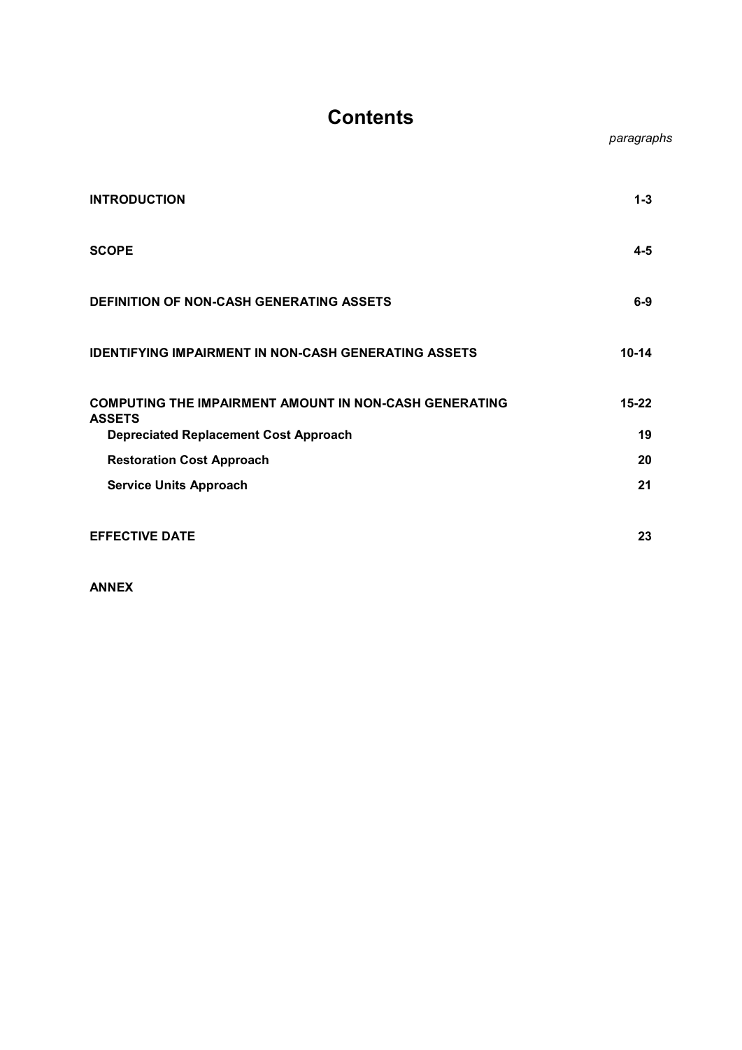# Contents

| | *paragraphs* |
|---|---|
| **INTRODUCTION** | **1-3** |
| **SCOPE** | **4-5** |
| **DEFINITION OF NON-CASH GENERATING ASSETS** | **6-9** |
| **IDENTIFYING IMPAIRMENT IN NON-CASH GENERATING ASSETS** | **10-14** |
| **COMPUTING THE IMPAIRMENT AMOUNT IN NON-CASH GENERATING ASSETS** | **15-22** |
| **Depreciated Replacement Cost Approach** | **19** |
| **Restoration Cost Approach** | **20** |
| **Service Units Approach** | **21** |
| **EFFECTIVE DATE** | **23** |
| **ANNEX** | |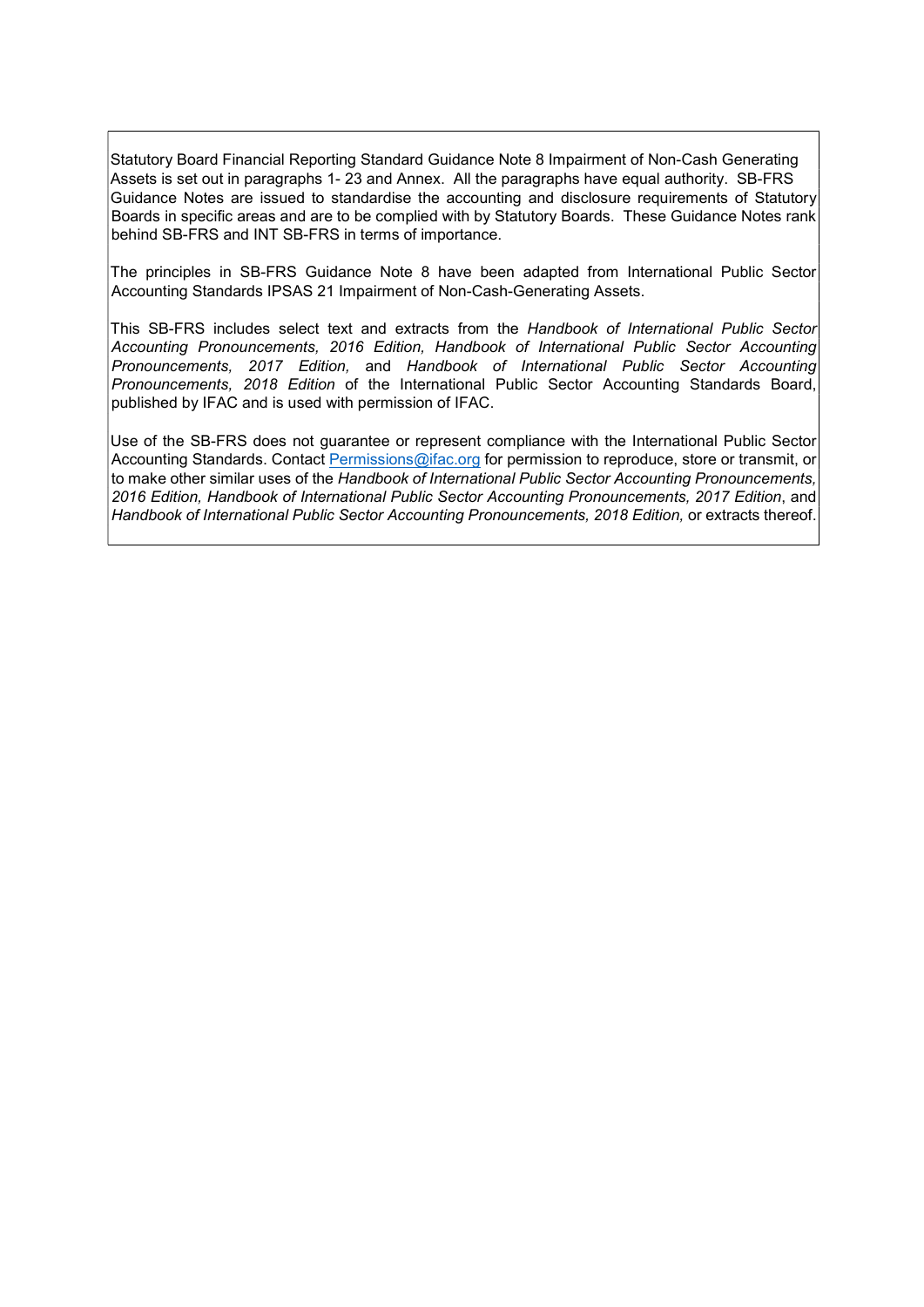Statutory Board Financial Reporting Standard Guidance Note 8 Impairment of Non-Cash Generating Assets is set out in paragraphs 1- 23 and Annex. All the paragraphs have equal authority. SB-FRS Guidance Notes are issued to standardise the accounting and disclosure requirements of Statutory Boards in specific areas and are to be complied with by Statutory Boards. These Guidance Notes rank behind SB-FRS and INT SB-FRS in terms of importance.

The principles in SB-FRS Guidance Note 8 have been adapted from International Public Sector Accounting Standards IPSAS 21 Impairment of Non-Cash-Generating Assets.

This SB-FRS includes select text and extracts from the *Handbook of International Public Sector Accounting Pronouncements, 2016 Edition, Handbook of International Public Sector Accounting Pronouncements, 2017 Edition,* and *Handbook of International Public Sector Accounting Pronouncements, 2018 Edition* of the International Public Sector Accounting Standards Board, published by IFAC and is used with permission of IFAC.

Use of the SB-FRS does not guarantee or represent compliance with the International Public Sector Accounting Standards. Contact Permissions@ifac.org for permission to reproduce, store or transmit, or to make other similar uses of the *Handbook of International Public Sector Accounting Pronouncements, 2016 Edition, Handbook of International Public Sector Accounting Pronouncements, 2017 Edition*, and *Handbook of International Public Sector Accounting Pronouncements, 2018 Edition,* or extracts thereof.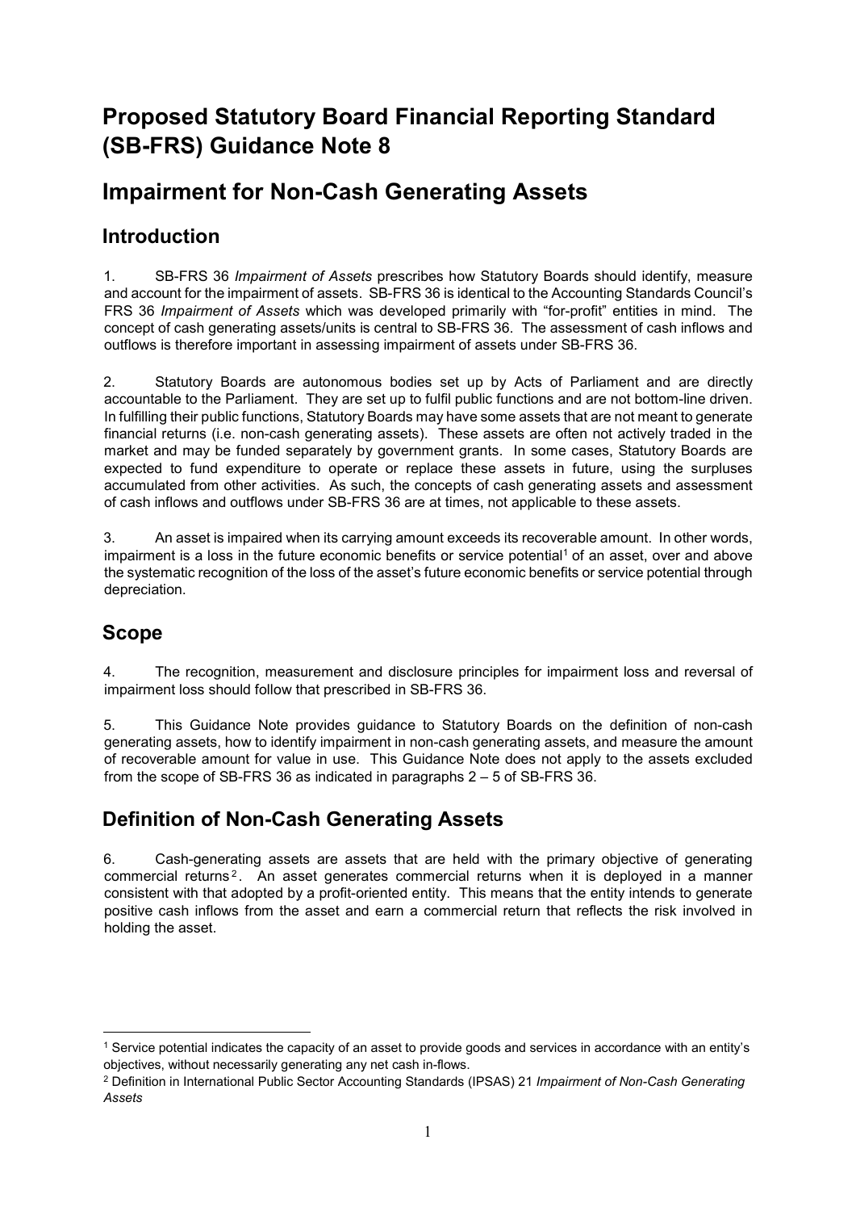# Proposed Statutory Board Financial Reporting Standard (SB-FRS) Guidance Note 8

# Impairment for Non-Cash Generating Assets

## Introduction

1. SB-FRS 36 *Impairment of Assets* prescribes how Statutory Boards should identify, measure and account for the impairment of assets. SB-FRS 36 is identical to the Accounting Standards Council's FRS 36 *Impairment of Assets* which was developed primarily with "for-profit" entities in mind. The concept of cash generating assets/units is central to SB-FRS 36. The assessment of cash inflows and outflows is therefore important in assessing impairment of assets under SB-FRS 36.

2. Statutory Boards are autonomous bodies set up by Acts of Parliament and are directly accountable to the Parliament. They are set up to fulfil public functions and are not bottom-line driven. In fulfilling their public functions, Statutory Boards may have some assets that are not meant to generate financial returns (i.e. non-cash generating assets). These assets are often not actively traded in the market and may be funded separately by government grants. In some cases, Statutory Boards are expected to fund expenditure to operate or replace these assets in future, using the surpluses accumulated from other activities. As such, the concepts of cash generating assets and assessment of cash inflows and outflows under SB-FRS 36 are at times, not applicable to these assets.

3. An asset is impaired when its carrying amount exceeds its recoverable amount. In other words, impairment is a loss in the future economic benefits or service potential[1] of an asset, over and above the systematic recognition of the loss of the asset's future economic benefits or service potential through depreciation.

## Scope

4. The recognition, measurement and disclosure principles for impairment loss and reversal of impairment loss should follow that prescribed in SB-FRS 36.

5. This Guidance Note provides guidance to Statutory Boards on the definition of non-cash generating assets, how to identify impairment in non-cash generating assets, and measure the amount of recoverable amount for value in use. This Guidance Note does not apply to the assets excluded from the scope of SB-FRS 36 as indicated in paragraphs 2 – 5 of SB-FRS 36.

## Definition of Non-Cash Generating Assets

6. Cash-generating assets are assets that are held with the primary objective of generating commercial returns[2]. An asset generates commercial returns when it is deployed in a manner consistent with that adopted by a profit-oriented entity. This means that the entity intends to generate positive cash inflows from the asset and earn a commercial return that reflects the risk involved in holding the asset.

---

[1] Service potential indicates the capacity of an asset to provide goods and services in accordance with an entity's objectives, without necessarily generating any net cash in-flows.

[2] Definition in International Public Sector Accounting Standards (IPSAS) 21 *Impairment of Non-Cash Generating Assets*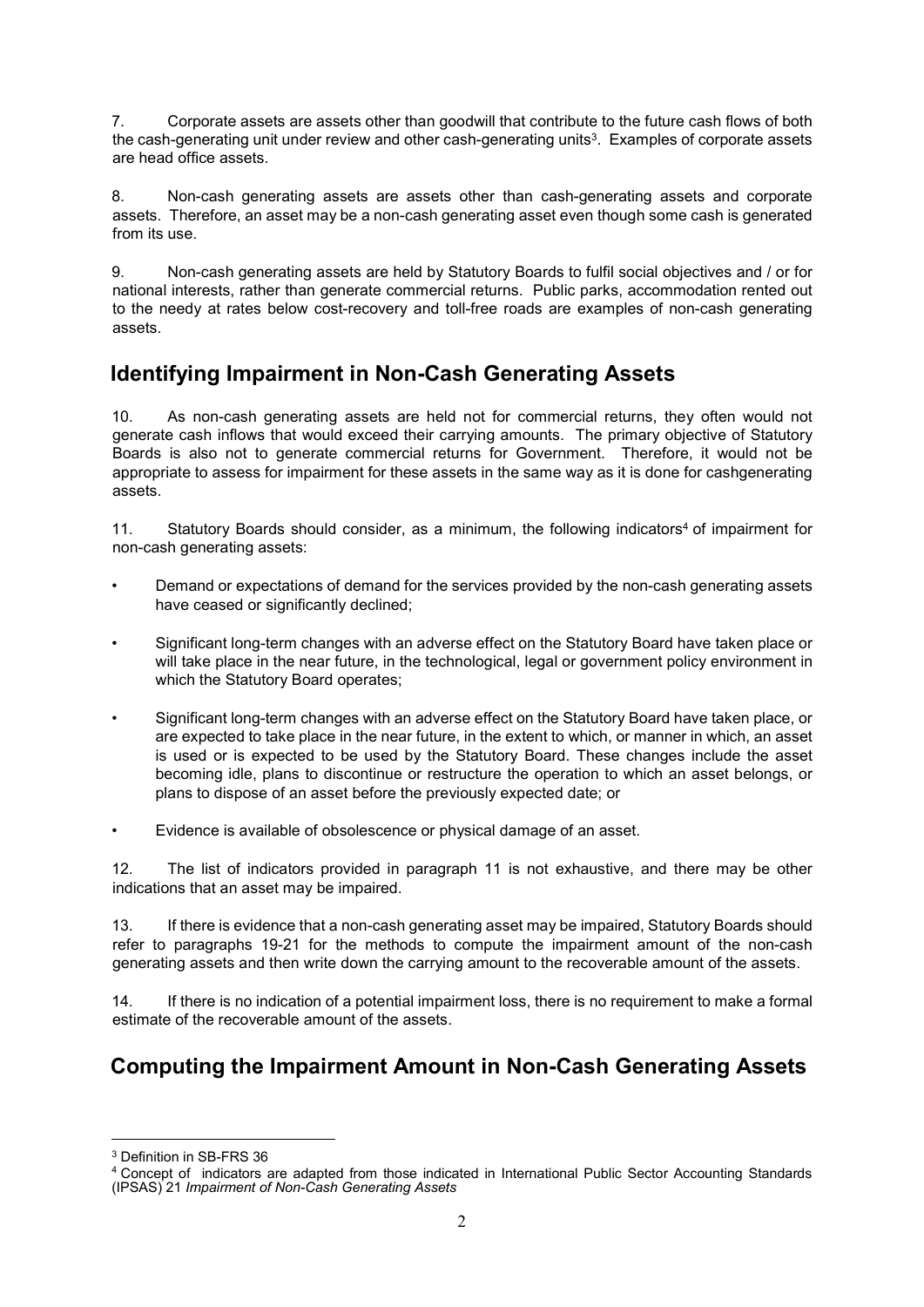7. Corporate assets are assets other than goodwill that contribute to the future cash flows of both the cash-generating unit under review and other cash-generating units[3]. Examples of corporate assets are head office assets.

8. Non-cash generating assets are assets other than cash-generating assets and corporate assets. Therefore, an asset may be a non-cash generating asset even though some cash is generated from its use.

9. Non-cash generating assets are held by Statutory Boards to fulfil social objectives and / or for national interests, rather than generate commercial returns. Public parks, accommodation rented out to the needy at rates below cost-recovery and toll-free roads are examples of non-cash generating assets.

## Identifying Impairment in Non-Cash Generating Assets

10. As non-cash generating assets are held not for commercial returns, they often would not generate cash inflows that would exceed their carrying amounts. The primary objective of Statutory Boards is also not to generate commercial returns for Government. Therefore, it would not be appropriate to assess for impairment for these assets in the same way as it is done for cashgenerating assets.

11. Statutory Boards should consider, as a minimum, the following indicators[4] of impairment for non-cash generating assets:

- Demand or expectations of demand for the services provided by the non-cash generating assets have ceased or significantly declined;
- Significant long-term changes with an adverse effect on the Statutory Board have taken place or will take place in the near future, in the technological, legal or government policy environment in which the Statutory Board operates;
- Significant long-term changes with an adverse effect on the Statutory Board have taken place, or are expected to take place in the near future, in the extent to which, or manner in which, an asset is used or is expected to be used by the Statutory Board. These changes include the asset becoming idle, plans to discontinue or restructure the operation to which an asset belongs, or plans to dispose of an asset before the previously expected date; or
- Evidence is available of obsolescence or physical damage of an asset.

12. The list of indicators provided in paragraph 11 is not exhaustive, and there may be other indications that an asset may be impaired.

13. If there is evidence that a non-cash generating asset may be impaired, Statutory Boards should refer to paragraphs 19-21 for the methods to compute the impairment amount of the non-cash generating assets and then write down the carrying amount to the recoverable amount of the assets.

14. If there is no indication of a potential impairment loss, there is no requirement to make a formal estimate of the recoverable amount of the assets.

## Computing the Impairment Amount in Non-Cash Generating Assets

---

[3] Definition in SB-FRS 36

[4] Concept of indicators are adapted from those indicated in International Public Sector Accounting Standards (IPSAS) 21 *Impairment of Non-Cash Generating Assets*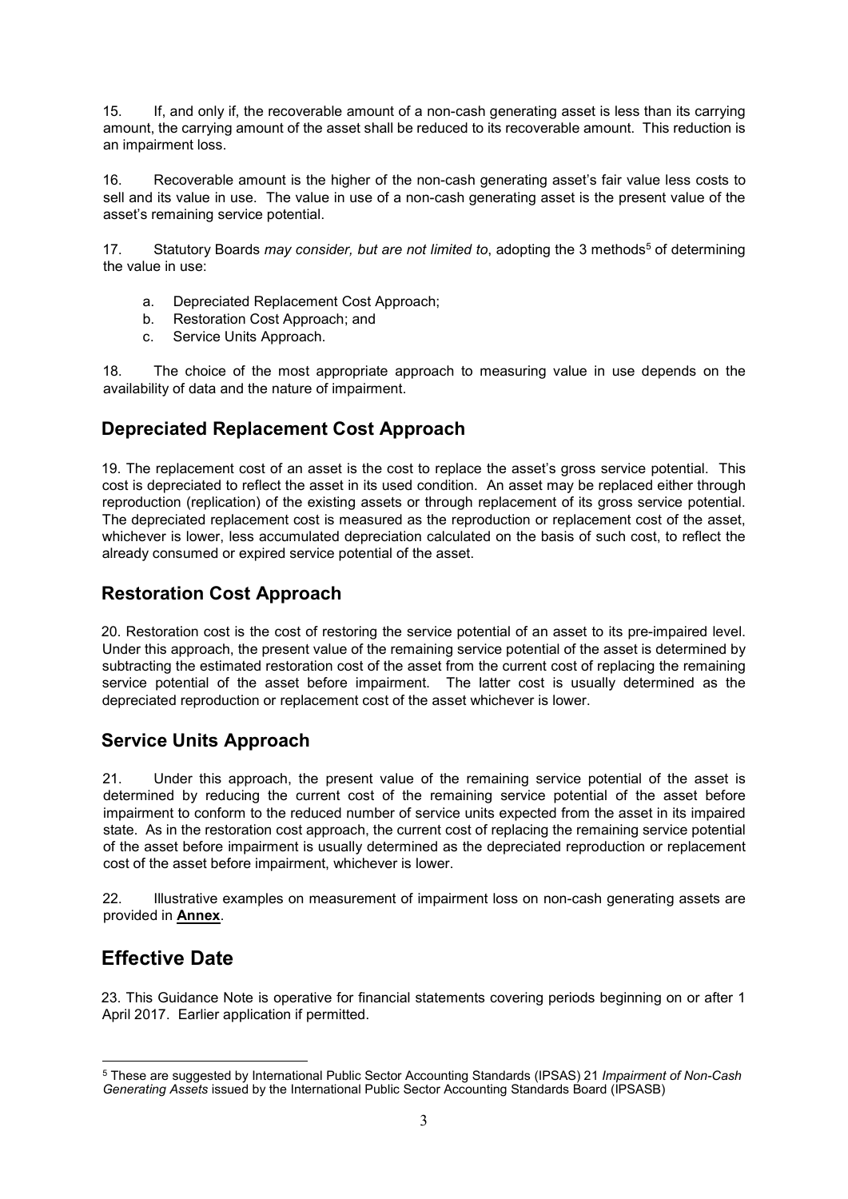15. If, and only if, the recoverable amount of a non-cash generating asset is less than its carrying amount, the carrying amount of the asset shall be reduced to its recoverable amount. This reduction is an impairment loss.

16. Recoverable amount is the higher of the non-cash generating asset's fair value less costs to sell and its value in use. The value in use of a non-cash generating asset is the present value of the asset's remaining service potential.

17. Statutory Boards *may consider, but are not limited to*, adopting the 3 methods[5] of determining the value in use:

a. Depreciated Replacement Cost Approach;
b. Restoration Cost Approach; and
c. Service Units Approach.

18. The choice of the most appropriate approach to measuring value in use depends on the availability of data and the nature of impairment.

## Depreciated Replacement Cost Approach

19. The replacement cost of an asset is the cost to replace the asset's gross service potential. This cost is depreciated to reflect the asset in its used condition. An asset may be replaced either through reproduction (replication) of the existing assets or through replacement of its gross service potential. The depreciated replacement cost is measured as the reproduction or replacement cost of the asset, whichever is lower, less accumulated depreciation calculated on the basis of such cost, to reflect the already consumed or expired service potential of the asset.

## Restoration Cost Approach

20. Restoration cost is the cost of restoring the service potential of an asset to its pre-impaired level. Under this approach, the present value of the remaining service potential of the asset is determined by subtracting the estimated restoration cost of the asset from the current cost of replacing the remaining service potential of the asset before impairment. The latter cost is usually determined as the depreciated reproduction or replacement cost of the asset whichever is lower.

## Service Units Approach

21. Under this approach, the present value of the remaining service potential of the asset is determined by reducing the current cost of the remaining service potential of the asset before impairment to conform to the reduced number of service units expected from the asset in its impaired state. As in the restoration cost approach, the current cost of replacing the remaining service potential of the asset before impairment is usually determined as the depreciated reproduction or replacement cost of the asset before impairment, whichever is lower.

22. Illustrative examples on measurement of impairment loss on non-cash generating assets are provided in **Annex**.

# Effective Date

23. This Guidance Note is operative for financial statements covering periods beginning on or after 1 April 2017. Earlier application if permitted.

---

[5] These are suggested by International Public Sector Accounting Standards (IPSAS) 21 *Impairment of Non-Cash Generating Assets* issued by the International Public Sector Accounting Standards Board (IPSASB)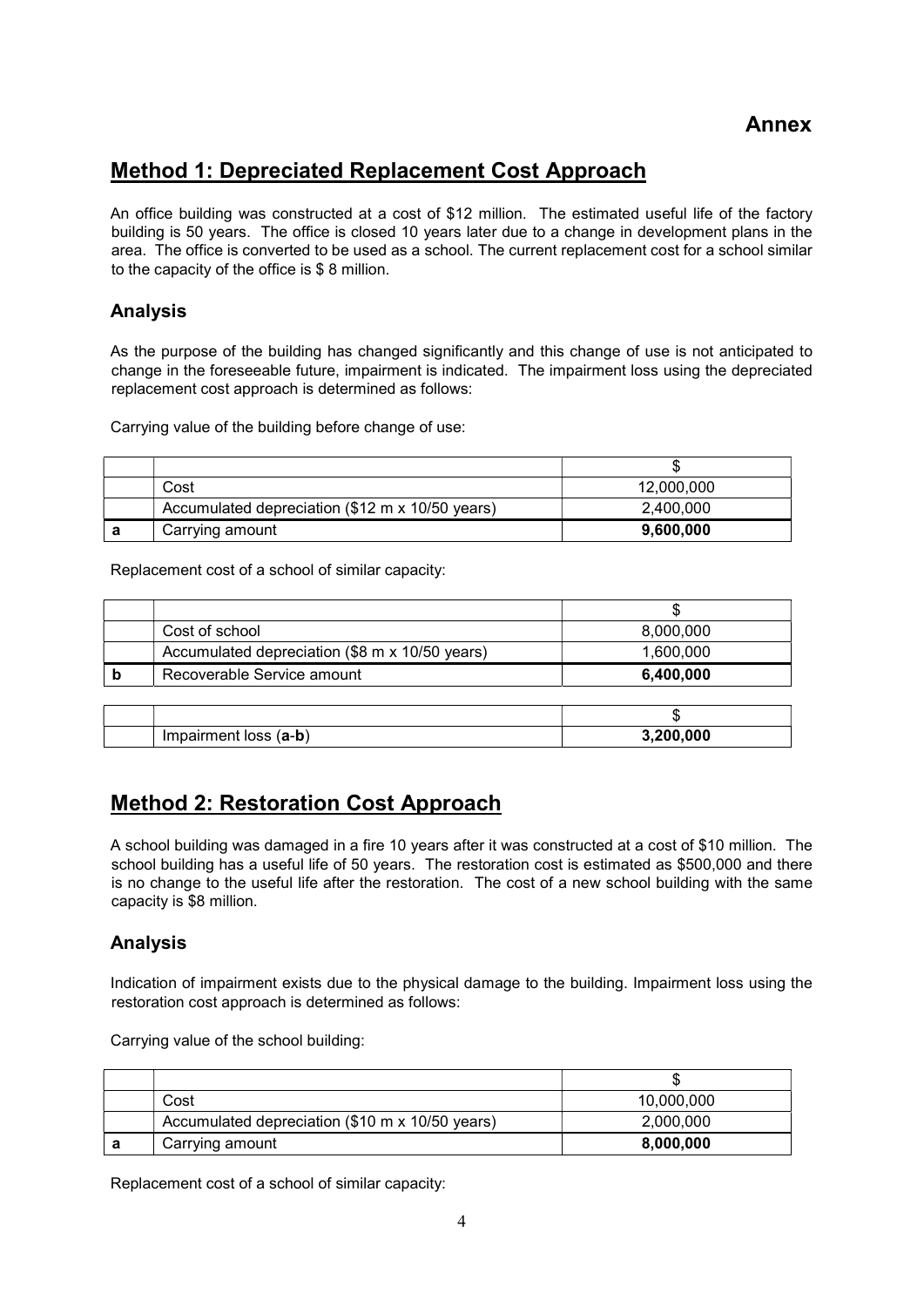# Annex

## Method 1: Depreciated Replacement Cost Approach

An office building was constructed at a cost of $12 million. The estimated useful life of the factory building is 50 years. The office is closed 10 years later due to a change in development plans in the area. The office is converted to be used as a school. The current replacement cost for a school similar to the capacity of the office is $ 8 million.

### Analysis

As the purpose of the building has changed significantly and this change of use is not anticipated to change in the foreseeable future, impairment is indicated. The impairment loss using the depreciated replacement cost approach is determined as follows:

Carrying value of the building before change of use:

| | | $ |
|---|---|---|
| | Cost | 12,000,000 |
| | Accumulated depreciation ($12 m x 10/50 years) | 2,400,000 |
| **a** | Carrying amount | **9,600,000** |

Replacement cost of a school of similar capacity:

| | | $ |
|---|---|---|
| | Cost of school | 8,000,000 |
| | Accumulated depreciation ($8 m x 10/50 years) | 1,600,000 |
| **b** | Recoverable Service amount | **6,400,000** |

| | | $ |
|---|---|---|
| | Impairment loss (**a**-**b**) | **3,200,000** |

## Method 2: Restoration Cost Approach

A school building was damaged in a fire 10 years after it was constructed at a cost of $10 million. The school building has a useful life of 50 years. The restoration cost is estimated as $500,000 and there is no change to the useful life after the restoration. The cost of a new school building with the same capacity is $8 million.

### Analysis

Indication of impairment exists due to the physical damage to the building. Impairment loss using the restoration cost approach is determined as follows:

Carrying value of the school building:

| | | $ |
|---|---|---|
| | Cost | 10,000,000 |
| | Accumulated depreciation ($10 m x 10/50 years) | 2,000,000 |
| **a** | Carrying amount | **8,000,000** |

Replacement cost of a school of similar capacity: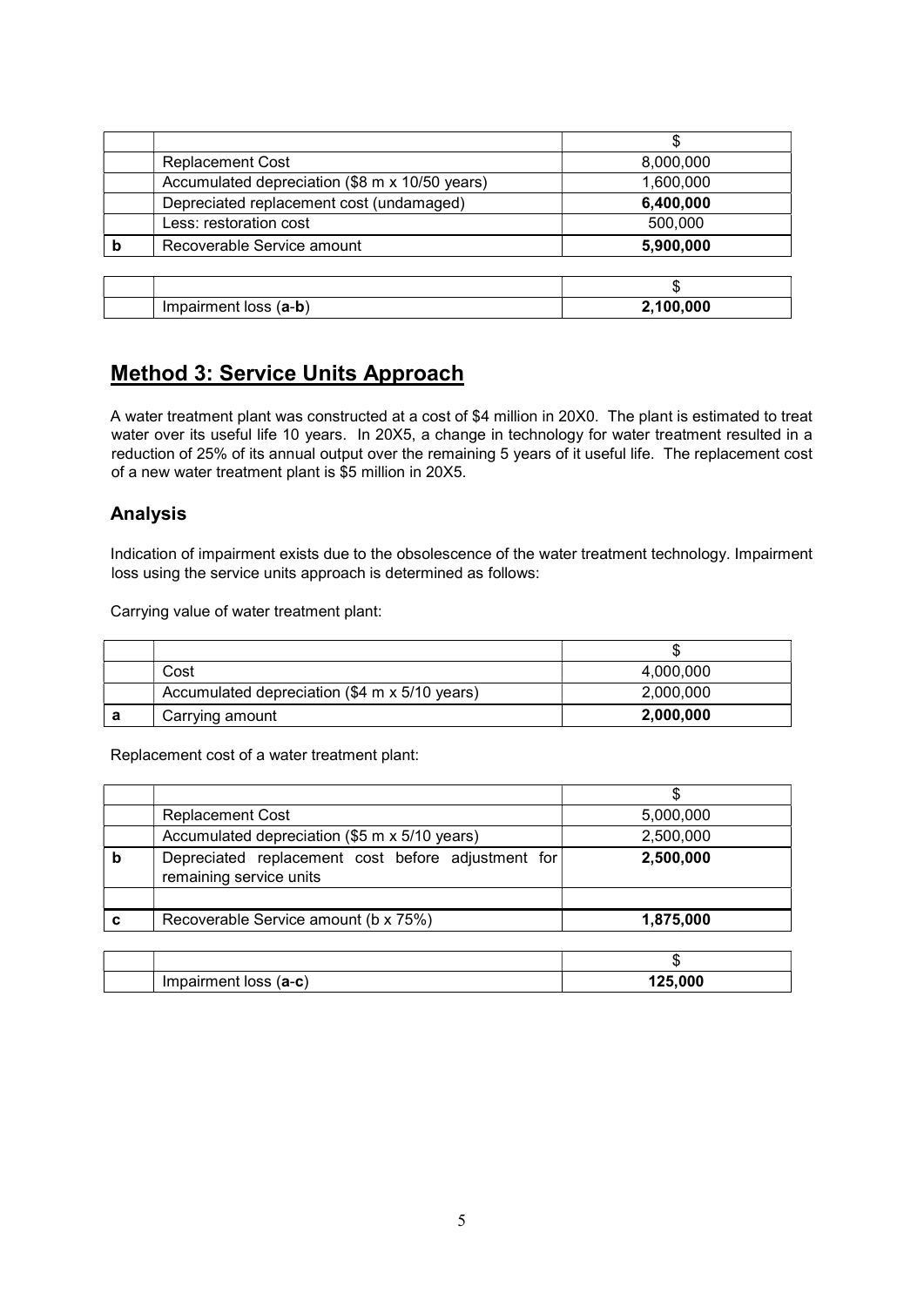| | | $ |
|---|---|---|
| | Replacement Cost | 8,000,000 |
| | Accumulated depreciation ($8 m x 10/50 years) | 1,600,000 |
| | Depreciated replacement cost (undamaged) | **6,400,000** |
| | Less: restoration cost | 500,000 |
| **b** | Recoverable Service amount | **5,900,000** |

| | | $ |
|---|---|---|
| | Impairment loss (**a**-**b**) | **2,100,000** |

## Method 3: Service Units Approach

A water treatment plant was constructed at a cost of $4 million in 20X0. The plant is estimated to treat water over its useful life 10 years. In 20X5, a change in technology for water treatment resulted in a reduction of 25% of its annual output over the remaining 5 years of it useful life. The replacement cost of a new water treatment plant is $5 million in 20X5.

### Analysis

Indication of impairment exists due to the obsolescence of the water treatment technology. Impairment loss using the service units approach is determined as follows:

Carrying value of water treatment plant:

| | | $ |
|---|---|---|
| | Cost | 4,000,000 |
| | Accumulated depreciation ($4 m x 5/10 years) | 2,000,000 |
| **a** | Carrying amount | **2,000,000** |

Replacement cost of a water treatment plant:

| | | $ |
|---|---|---|
| | Replacement Cost | 5,000,000 |
| | Accumulated depreciation ($5 m x 5/10 years) | 2,500,000 |
| **b** | Depreciated replacement cost before adjustment for remaining service units | **2,500,000** |
| | | |
| **c** | Recoverable Service amount (b x 75%) | **1,875,000** |

| | | $ |
|---|---|---|
| | Impairment loss (**a**-**c**) | **125,000** |